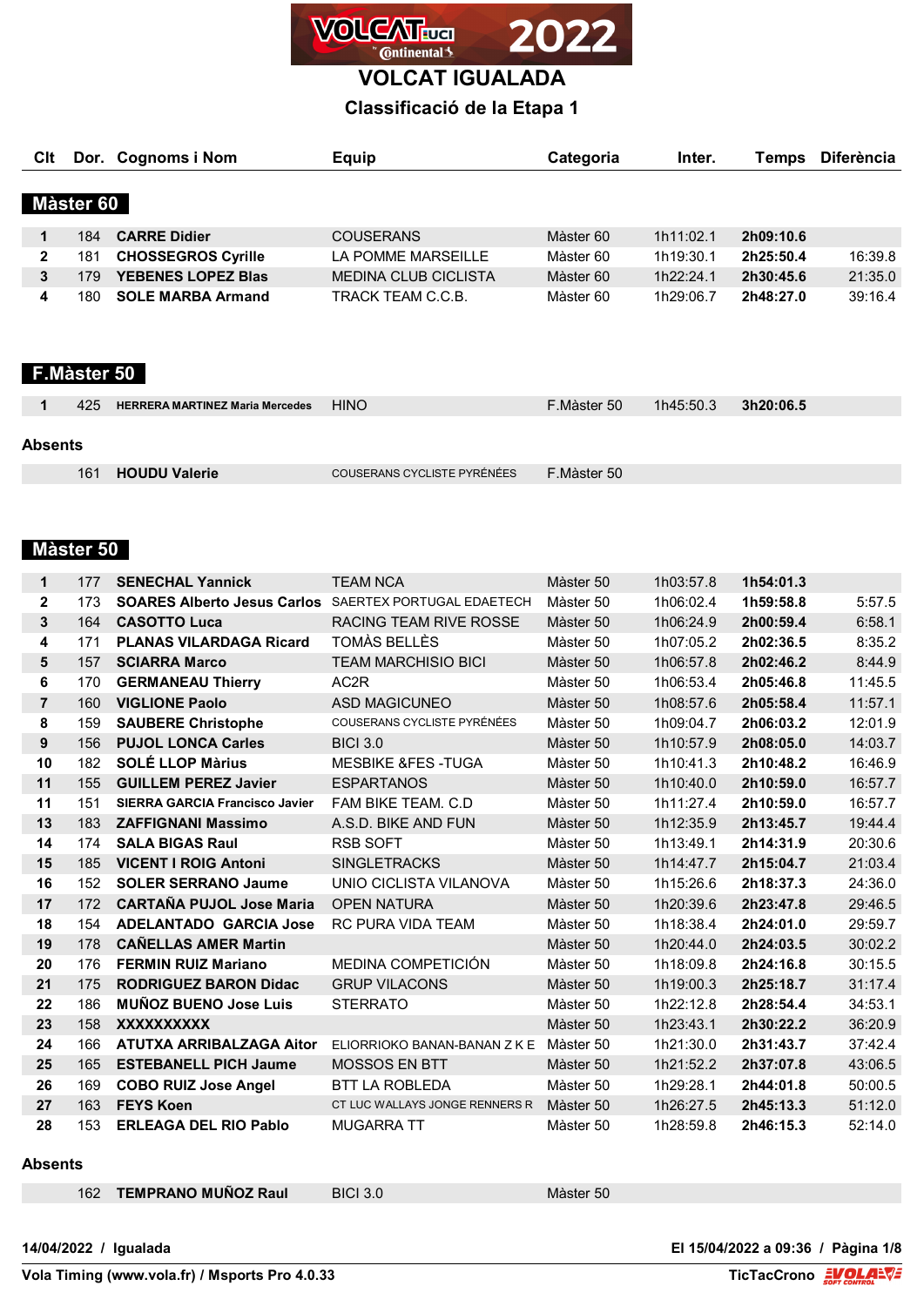# VOLCAT IGUALADA

## Classificació de la Etapa 1

### Màster 60

| Clt | Dor. | Cognoms i Nom | Equip | Categoria | Inter. | Temps | Diferència |
|---|---|---|---|---|---|---|---|
| 1 | 184 | **CARRE Didier** | COUSERANS | Màster 60 | 1h11:02.1 | **2h09:10.6** | |
| 2 | 181 | **CHOSSEGROS Cyrille** | LA POMME MARSEILLE | Màster 60 | 1h19:30.1 | **2h25:50.4** | 16:39.8 |
| 3 | 179 | **YEBENES LOPEZ Blas** | MEDINA CLUB CICLISTA | Màster 60 | 1h22:24.1 | **2h30:45.6** | 21:35.0 |
| 4 | 180 | **SOLE MARBA Armand** | TRACK TEAM C.C.B. | Màster 60 | 1h29:06.7 | **2h48:27.0** | 39:16.4 |

### F.Màster 50

| Clt | Dor. | Cognoms i Nom | Equip | Categoria | Inter. | Temps | Diferència |
|---|---|---|---|---|---|---|---|
| 1 | 425 | **HERRERA MARTINEZ Maria Mercedes** | HINO | F.Màster 50 | 1h45:50.3 | **3h20:06.5** | |

**Absents**

| Clt | Dor. | Cognoms i Nom | Equip | Categoria | Inter. | Temps | Diferència |
|---|---|---|---|---|---|---|---|
| | 161 | **HOUDU Valerie** | COUSERANS CYCLISTE PYRÉNÉES | F.Màster 50 | | | |

### Màster 50

| Clt | Dor. | Cognoms i Nom | Equip | Categoria | Inter. | Temps | Diferència |
|---|---|---|---|---|---|---|---|
| 1 | 177 | **SENECHAL Yannick** | TEAM NCA | Màster 50 | 1h03:57.8 | **1h54:01.3** | |
| 2 | 173 | **SOARES Alberto Jesus Carlos** | SAERTEX PORTUGAL EDAETECH | Màster 50 | 1h06:02.4 | **1h59:58.8** | 5:57.5 |
| 3 | 164 | **CASOTTO Luca** | RACING TEAM RIVE ROSSE | Màster 50 | 1h06:24.9 | **2h00:59.4** | 6:58.1 |
| 4 | 171 | **PLANAS VILARDAGA Ricard** | TOMÀS BELLÈS | Màster 50 | 1h07:05.2 | **2h02:36.5** | 8:35.2 |
| 5 | 157 | **SCIARRA Marco** | TEAM MARCHISIO BICI | Màster 50 | 1h06:57.8 | **2h02:46.2** | 8:44.9 |
| 6 | 170 | **GERMANEAU Thierry** | AC2R | Màster 50 | 1h06:53.4 | **2h05:46.8** | 11:45.5 |
| 7 | 160 | **VIGLIONE Paolo** | ASD MAGICUNEO | Màster 50 | 1h08:57.6 | **2h05:58.4** | 11:57.1 |
| 8 | 159 | **SAUBERE Christophe** | COUSERANS CYCLISTE PYRÉNÉES | Màster 50 | 1h09:04.7 | **2h06:03.2** | 12:01.9 |
| 9 | 156 | **PUJOL LONCA Carles** | BICI 3.0 | Màster 50 | 1h10:57.9 | **2h08:05.0** | 14:03.7 |
| 10 | 182 | **SOLÉ LLOP Màrius** | MESBIKE &FES -TUGA | Màster 50 | 1h10:41.3 | **2h10:48.2** | 16:46.9 |
| 11 | 155 | **GUILLEM PEREZ Javier** | ESPARTANOS | Màster 50 | 1h10:40.0 | **2h10:59.0** | 16:57.7 |
| 11 | 151 | **SIERRA GARCIA Francisco Javier** | FAM BIKE TEAM. C.D | Màster 50 | 1h11:27.4 | **2h10:59.0** | 16:57.7 |
| 13 | 183 | **ZAFFIGNANI Massimo** | A.S.D. BIKE AND FUN | Màster 50 | 1h12:35.9 | **2h13:45.7** | 19:44.4 |
| 14 | 174 | **SALA BIGAS Raul** | RSB SOFT | Màster 50 | 1h13:49.1 | **2h14:31.9** | 20:30.6 |
| 15 | 185 | **VICENT I ROIG Antoni** | SINGLETRACKS | Màster 50 | 1h14:47.7 | **2h15:04.7** | 21:03.4 |
| 16 | 152 | **SOLER SERRANO Jaume** | UNIO CICLISTA VILANOVA | Màster 50 | 1h15:26.6 | **2h18:37.3** | 24:36.0 |
| 17 | 172 | **CARTAÑA PUJOL Jose Maria** | OPEN NATURA | Màster 50 | 1h20:39.6 | **2h23:47.8** | 29:46.5 |
| 18 | 154 | **ADELANTADO GARCIA Jose** | RC PURA VIDA TEAM | Màster 50 | 1h18:38.4 | **2h24:01.0** | 29:59.7 |
| 19 | 178 | **CAÑELLAS AMER Martin** | | Màster 50 | 1h20:44.0 | **2h24:03.5** | 30:02.2 |
| 20 | 176 | **FERMIN RUIZ Mariano** | MEDINA COMPETICIÓN | Màster 50 | 1h18:09.8 | **2h24:16.8** | 30:15.5 |
| 21 | 175 | **RODRIGUEZ BARON Didac** | GRUP VILACONS | Màster 50 | 1h19:00.3 | **2h25:18.7** | 31:17.4 |
| 22 | 186 | **MUÑOZ BUENO Jose Luis** | STERRATO | Màster 50 | 1h22:12.8 | **2h28:54.4** | 34:53.1 |
| 23 | 158 | **XXXXXXXXXX** | | Màster 50 | 1h23:43.1 | **2h30:22.2** | 36:20.9 |
| 24 | 166 | **ATUTXA ARRIBALZAGA Aitor** | ELIORRIOKO BANAN-BANAN Z K E | Màster 50 | 1h21:30.0 | **2h31:43.7** | 37:42.4 |
| 25 | 165 | **ESTEBANELL PICH Jaume** | MOSSOS EN BTT | Màster 50 | 1h21:52.2 | **2h37:07.8** | 43:06.5 |
| 26 | 169 | **COBO RUIZ Jose Angel** | BTT LA ROBLEDA | Màster 50 | 1h29:28.1 | **2h44:01.8** | 50:00.5 |
| 27 | 163 | **FEYS Koen** | CT LUC WALLAYS JONGE RENNERS R | Màster 50 | 1h26:27.5 | **2h45:13.3** | 51:12.0 |
| 28 | 153 | **ERLEAGA DEL RIO Pablo** | MUGARRA TT | Màster 50 | 1h28:59.8 | **2h46:15.3** | 52:14.0 |

**Absents**

| Clt | Dor. | Cognoms i Nom | Equip | Categoria | Inter. | Temps | Diferència |
|---|---|---|---|---|---|---|---|
| | 162 | **TEMPRANO MUÑOZ Raul** | BICI 3.0 | Màster 50 | | | |

**14/04/2022 / Igualada** — **El 15/04/2022 a 09:36**

**Vola Timing (www.vola.fr) / Msports Pro 4.0.33** — **TicTacCrono**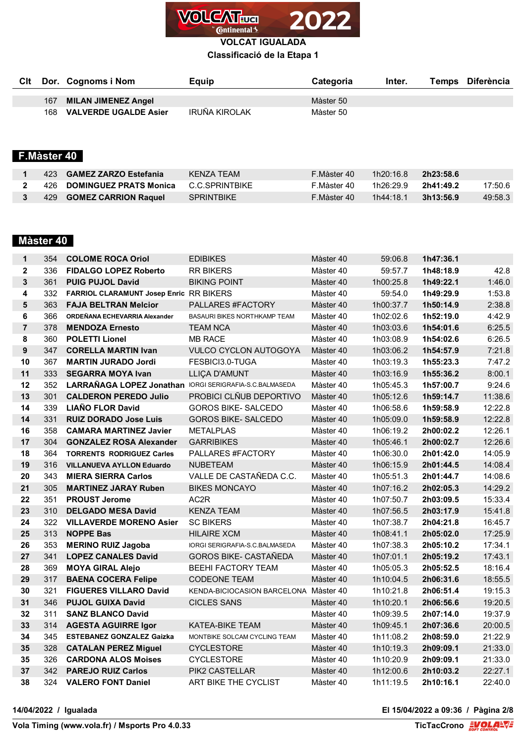VOLCAT IGUALADA

Classificació de la Etapa 1

| Clt | Dor. | Cognoms i Nom | Equip | Categoria | Inter. | Temps | Diferència |
|---|---|---|---|---|---|---|---|
| | 167 | MILAN JIMENEZ Angel | | Màster 50 | | | |
| | 168 | VALVERDE UGALDE Asier | IRUÑA KIROLAK | Màster 50 | | | |

## F.Màster 40

| Clt | Dor. | Cognoms i Nom | Equip | Categoria | Inter. | Temps | Diferència |
|---|---|---|---|---|---|---|---|
| 1 | 423 | GAMEZ ZARZO Estefania | KENZA TEAM | F.Màster 40 | 1h20:16.8 | 2h23:58.6 | |
| 2 | 426 | DOMINGUEZ PRATS Monica | C.C.SPRINTBIKE | F.Màster 40 | 1h26:29.9 | 2h41:49.2 | 17:50.6 |
| 3 | 429 | GOMEZ CARRION Raquel | SPRINTBIKE | F.Màster 40 | 1h44:18.1 | 3h13:56.9 | 49:58.3 |

## Màster 40

| Clt | Dor. | Cognoms i Nom | Equip | Categoria | Inter. | Temps | Diferència |
|---|---|---|---|---|---|---|---|
| 1 | 354 | COLOME ROCA Oriol | EDIBIKES | Màster 40 | 59:06.8 | 1h47:36.1 | |
| 2 | 336 | FIDALGO LOPEZ Roberto | RR BIKERS | Màster 40 | 59:57.7 | 1h48:18.9 | 42.8 |
| 3 | 361 | PUIG PUJOL David | BIKING POINT | Màster 40 | 1h00:25.8 | 1h49:22.1 | 1:46.0 |
| 4 | 332 | FARRIOL CLARAMUNT Josep Enric | RR BIKERS | Màster 40 | 59:54.0 | 1h49:29.9 | 1:53.8 |
| 5 | 363 | FAJA BELTRAN Melcior | PALLARES #FACTORY | Màster 40 | 1h00:37.7 | 1h50:14.9 | 2:38.8 |
| 6 | 366 | ORDEÑANA ECHEVARRIA Alexander | BASAURI BIKES NORTHKAMP TEAM | Màster 40 | 1h02:02.6 | 1h52:19.0 | 4:42.9 |
| 7 | 378 | MENDOZA Ernesto | TEAM NCA | Màster 40 | 1h03:03.6 | 1h54:01.6 | 6:25.5 |
| 8 | 360 | POLETTI Lionel | MB RACE | Màster 40 | 1h03:08.9 | 1h54:02.6 | 6:26.5 |
| 9 | 347 | CORELLA MARTIN Ivan | VULCO CYCLON AUTOGOYA | Màster 40 | 1h03:06.2 | 1h54:57.9 | 7:21.8 |
| 10 | 367 | MARTIN JURADO Jordi | FESBICI3.0-TUGA | Màster 40 | 1h03:19.3 | 1h55:23.3 | 7:47.2 |
| 11 | 333 | SEGARRA MOYA Ivan | LLIÇA D'AMUNT | Màster 40 | 1h03:16.9 | 1h55:36.2 | 8:00.1 |
| 12 | 352 | LARRAÑAGA LOPEZ Jonathan | IORGI SERIGRAFIA-S.C.BALMASEDA | Màster 40 | 1h05:45.3 | 1h57:00.7 | 9:24.6 |
| 13 | 301 | CALDERON PEREDO Julio | PROBICI CLÑUB DEPORTIVO | Màster 40 | 1h05:12.6 | 1h59:14.7 | 11:38.6 |
| 14 | 339 | LIAÑO FLOR David | GOROS BIKE- SALCEDO | Màster 40 | 1h06:58.6 | 1h59:58.9 | 12:22.8 |
| 14 | 331 | RUIZ DORADO Jose Luis | GOROS BIKE- SALCEDO | Màster 40 | 1h05:09.0 | 1h59:58.9 | 12:22.8 |
| 16 | 358 | CAMARA MARTINEZ Javier | METALPLAS | Màster 40 | 1h06:19.2 | 2h00:02.2 | 12:26.1 |
| 17 | 304 | GONZALEZ ROSA Alexander | GARRIBIKES | Màster 40 | 1h05:46.1 | 2h00:02.7 | 12:26.6 |
| 18 | 364 | TORRENTS RODRIGUEZ Carles | PALLARES #FACTORY | Màster 40 | 1h06:30.0 | 2h01:42.0 | 14:05.9 |
| 19 | 316 | VILLANUEVA AYLLON Eduardo | NUBETEAM | Màster 40 | 1h06:15.9 | 2h01:44.5 | 14:08.4 |
| 20 | 343 | MIERA SIERRA Carlos | VALLE DE CASTAÑEDA C.C. | Màster 40 | 1h05:51.3 | 2h01:44.7 | 14:08.6 |
| 21 | 305 | MARTINEZ JARAY Ruben | BIKES MONCAYO | Màster 40 | 1h07:16.2 | 2h02:05.3 | 14:29.2 |
| 22 | 351 | PROUST Jerome | AC2R | Màster 40 | 1h07:50.7 | 2h03:09.5 | 15:33.4 |
| 23 | 310 | DELGADO MESA David | KENZA TEAM | Màster 40 | 1h07:56.5 | 2h03:17.9 | 15:41.8 |
| 24 | 322 | VILLAVERDE MORENO Asier | SC BIKERS | Màster 40 | 1h07:38.7 | 2h04:21.8 | 16:45.7 |
| 25 | 313 | NOPPE Bas | HILAIRE XCM | Màster 40 | 1h08:41.1 | 2h05:02.0 | 17:25.9 |
| 26 | 353 | MERINO RUIZ Jagoba | IORGI SERIGRAFIA-S.C.BALMASEDA | Màster 40 | 1h07:38.3 | 2h05:10.2 | 17:34.1 |
| 27 | 341 | LOPEZ CANALES David | GOROS BIKE- CASTAÑEDA | Màster 40 | 1h07:01.1 | 2h05:19.2 | 17:43.1 |
| 28 | 369 | MOYA GIRAL Alejo | BEEHI FACTORY TEAM | Màster 40 | 1h05:05.3 | 2h05:52.5 | 18:16.4 |
| 29 | 317 | BAENA COCERA Felipe | CODEONE TEAM | Màster 40 | 1h10:04.5 | 2h06:31.6 | 18:55.5 |
| 30 | 321 | FIGUERES VILLARD David | KENDA-BICIOCASION BARCELONA | Màster 40 | 1h10:21.8 | 2h06:51.4 | 19:15.3 |
| 31 | 346 | PUJOL GUIXA David | CICLES SANS | Màster 40 | 1h10:20.1 | 2h06:56.6 | 19:20.5 |
| 32 | 311 | SANZ BLANCO David | | Màster 40 | 1h09:39.5 | 2h07:14.0 | 19:37.9 |
| 33 | 314 | AGESTA AGUIRRE Igor | KATEA-BIKE TEAM | Màster 40 | 1h09:45.1 | 2h07:36.6 | 20:00.5 |
| 34 | 345 | ESTEBANEZ GONZALEZ Gaizka | MONTBIKE SOLCAM CYCLING TEAM | Màster 40 | 1h11:08.2 | 2h08:59.0 | 21:22.9 |
| 35 | 328 | CATALAN PEREZ Miguel | CYCLESTORE | Màster 40 | 1h10:19.3 | 2h09:09.1 | 21:33.0 |
| 35 | 326 | CARDONA ALOS Moises | CYCLESTORE | Màster 40 | 1h10:20.9 | 2h09:09.1 | 21:33.0 |
| 37 | 342 | PAREJO RUIZ Carlos | PIK2 CASTELLAR | Màster 40 | 1h12:00.6 | 2h10:03.2 | 22:27.1 |
| 38 | 324 | VALERO FONT Daniel | ART BIKE THE CYCLIST | Màster 40 | 1h11:19.5 | 2h10:16.1 | 22:40.0 |

14/04/2022 / Igualada — El 15/04/2022 a 09:36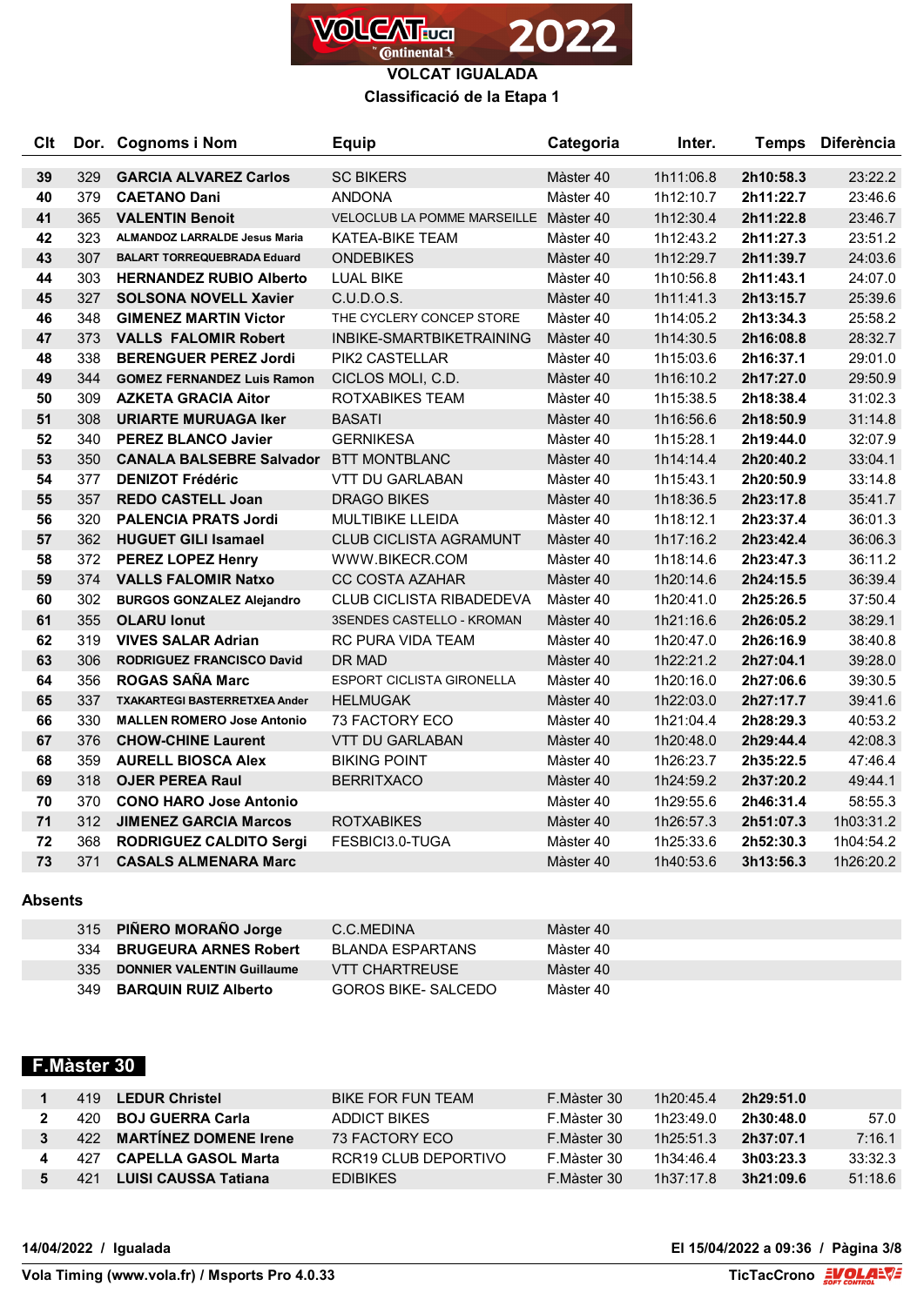# VOLCAT IGUALADA

## Classificació de la Etapa 1

| Clt | Dor. | Cognoms i Nom | Equip | Categoria | Inter. | Temps | Diferència |
|---|---|---|---|---|---|---|---|
| 39 | 329 | **GARCIA ALVAREZ Carlos** | SC BIKERS | Màster 40 | 1h11:06.8 | **2h10:58.3** | 23:22.2 |
| 40 | 379 | **CAETANO Dani** | ANDONA | Màster 40 | 1h12:10.7 | **2h11:22.7** | 23:46.6 |
| 41 | 365 | **VALENTIN Benoit** | VELOCLUB LA POMME MARSEILLE | Màster 40 | 1h12:30.4 | **2h11:22.8** | 23:46.7 |
| 42 | 323 | **ALMANDOZ LARRALDE Jesus Maria** | KATEA-BIKE TEAM | Màster 40 | 1h12:43.2 | **2h11:27.3** | 23:51.2 |
| 43 | 307 | **BALART TORREQUEBRADA Eduard** | ONDEBIKES | Màster 40 | 1h12:29.7 | **2h11:39.7** | 24:03.6 |
| 44 | 303 | **HERNANDEZ RUBIO Alberto** | LUAL BIKE | Màster 40 | 1h10:56.8 | **2h11:43.1** | 24:07.0 |
| 45 | 327 | **SOLSONA NOVELL Xavier** | C.U.D.O.S. | Màster 40 | 1h11:41.3 | **2h13:15.7** | 25:39.6 |
| 46 | 348 | **GIMENEZ MARTIN Victor** | THE CYCLERY CONCEP STORE | Màster 40 | 1h14:05.2 | **2h13:34.3** | 25:58.2 |
| 47 | 373 | **VALLS FALOMIR Robert** | INBIKE-SMARTBIKETRAINING | Màster 40 | 1h14:30.5 | **2h16:08.8** | 28:32.7 |
| 48 | 338 | **BERENGUER PEREZ Jordi** | PIK2 CASTELLAR | Màster 40 | 1h15:03.6 | **2h16:37.1** | 29:01.0 |
| 49 | 344 | **GOMEZ FERNANDEZ Luis Ramon** | CICLOS MOLI, C.D. | Màster 40 | 1h16:10.2 | **2h17:27.0** | 29:50.9 |
| 50 | 309 | **AZKETA GRACIA Aitor** | ROTXABIKES TEAM | Màster 40 | 1h15:38.5 | **2h18:38.4** | 31:02.3 |
| 51 | 308 | **URIARTE MURUAGA Iker** | BASATI | Màster 40 | 1h16:56.6 | **2h18:50.9** | 31:14.8 |
| 52 | 340 | **PEREZ BLANCO Javier** | GERNIKESA | Màster 40 | 1h15:28.1 | **2h19:44.0** | 32:07.9 |
| 53 | 350 | **CANALA BALSEBRE Salvador** | BTT MONTBLANC | Màster 40 | 1h14:14.4 | **2h20:40.2** | 33:04.1 |
| 54 | 377 | **DENIZOT Frédéric** | VTT DU GARLABAN | Màster 40 | 1h15:43.1 | **2h20:50.9** | 33:14.8 |
| 55 | 357 | **REDO CASTELL Joan** | DRAGO BIKES | Màster 40 | 1h18:36.5 | **2h23:17.8** | 35:41.7 |
| 56 | 320 | **PALENCIA PRATS Jordi** | MULTIBIKE LLEIDA | Màster 40 | 1h18:12.1 | **2h23:37.4** | 36:01.3 |
| 57 | 362 | **HUGUET GILI Isamael** | CLUB CICLISTA AGRAMUNT | Màster 40 | 1h17:16.2 | **2h23:42.4** | 36:06.3 |
| 58 | 372 | **PEREZ LOPEZ Henry** | WWW.BIKECR.COM | Màster 40 | 1h18:14.6 | **2h23:47.3** | 36:11.2 |
| 59 | 374 | **VALLS FALOMIR Natxo** | CC COSTA AZAHAR | Màster 40 | 1h20:14.6 | **2h24:15.5** | 36:39.4 |
| 60 | 302 | **BURGOS GONZALEZ Alejandro** | CLUB CICLISTA RIBADEDEVA | Màster 40 | 1h20:41.0 | **2h25:26.5** | 37:50.4 |
| 61 | 355 | **OLARU Ionut** | 3SENDES CASTELLO - KROMAN | Màster 40 | 1h21:16.6 | **2h26:05.2** | 38:29.1 |
| 62 | 319 | **VIVES SALAR Adrian** | RC PURA VIDA TEAM | Màster 40 | 1h20:47.0 | **2h26:16.9** | 38:40.8 |
| 63 | 306 | **RODRIGUEZ FRANCISCO David** | DR MAD | Màster 40 | 1h22:21.2 | **2h27:04.1** | 39:28.0 |
| 64 | 356 | **ROGAS SAÑA Marc** | ESPORT CICLISTA GIRONELLA | Màster 40 | 1h20:16.0 | **2h27:06.6** | 39:30.5 |
| 65 | 337 | **TXAKARTEGI BASTERRETXEA Ander** | HELMUGAK | Màster 40 | 1h22:03.0 | **2h27:17.7** | 39:41.6 |
| 66 | 330 | **MALLEN ROMERO Jose Antonio** | 73 FACTORY ECO | Màster 40 | 1h21:04.4 | **2h28:29.3** | 40:53.2 |
| 67 | 376 | **CHOW-CHINE Laurent** | VTT DU GARLABAN | Màster 40 | 1h20:48.0 | **2h29:44.4** | 42:08.3 |
| 68 | 359 | **AURELL BIOSCA Alex** | BIKING POINT | Màster 40 | 1h26:23.7 | **2h35:22.5** | 47:46.4 |
| 69 | 318 | **OJER PEREA Raul** | BERRITXACO | Màster 40 | 1h24:59.2 | **2h37:20.2** | 49:44.1 |
| 70 | 370 | **CONO HARO Jose Antonio** | | Màster 40 | 1h29:55.6 | **2h46:31.4** | 58:55.3 |
| 71 | 312 | **JIMENEZ GARCIA Marcos** | ROTXABIKES | Màster 40 | 1h26:57.3 | **2h51:07.3** | 1h03:31.2 |
| 72 | 368 | **RODRIGUEZ CALDITO Sergi** | FESBICI3.0-TUGA | Màster 40 | 1h25:33.6 | **2h52:30.3** | 1h04:54.2 |
| 73 | 371 | **CASALS ALMENARA Marc** | | Màster 40 | 1h40:53.6 | **3h13:56.3** | 1h26:20.2 |

### Absents

| Dor. | Cognoms i Nom | Equip | Categoria |
|---|---|---|---|
| 315 | **PIÑERO MORAÑO Jorge** | C.C.MEDINA | Màster 40 |
| 334 | **BRUGEURA ARNES Robert** | BLANDA ESPARTANS | Màster 40 |
| 335 | **DONNIER VALENTIN Guillaume** | VTT CHARTREUSE | Màster 40 |
| 349 | **BARQUIN RUIZ Alberto** | GOROS BIKE- SALCEDO | Màster 40 |

## F.Màster 30

| Clt | Dor. | Cognoms i Nom | Equip | Categoria | Inter. | Temps | Diferència |
|---|---|---|---|---|---|---|---|
| 1 | 419 | **LEDUR Christel** | BIKE FOR FUN TEAM | F.Màster 30 | 1h20:45.4 | **2h29:51.0** | |
| 2 | 420 | **BOJ GUERRA Carla** | ADDICT BIKES | F.Màster 30 | 1h23:49.0 | **2h30:48.0** | 57.0 |
| 3 | 422 | **MARTÍNEZ DOMENE Irene** | 73 FACTORY ECO | F.Màster 30 | 1h25:51.3 | **2h37:07.1** | 7:16.1 |
| 4 | 427 | **CAPELLA GASOL Marta** | RCR19 CLUB DEPORTIVO | F.Màster 30 | 1h34:46.4 | **3h03:23.3** | 33:32.3 |
| 5 | 421 | **LUISI CAUSSA Tatiana** | EDIBIKES | F.Màster 30 | 1h37:17.8 | **3h21:09.6** | 51:18.6 |

14/04/2022 / Igualada — El 15/04/2022 a 09:36

Vola Timing (www.vola.fr) / Msports Pro 4.0.33 — TicTacCrono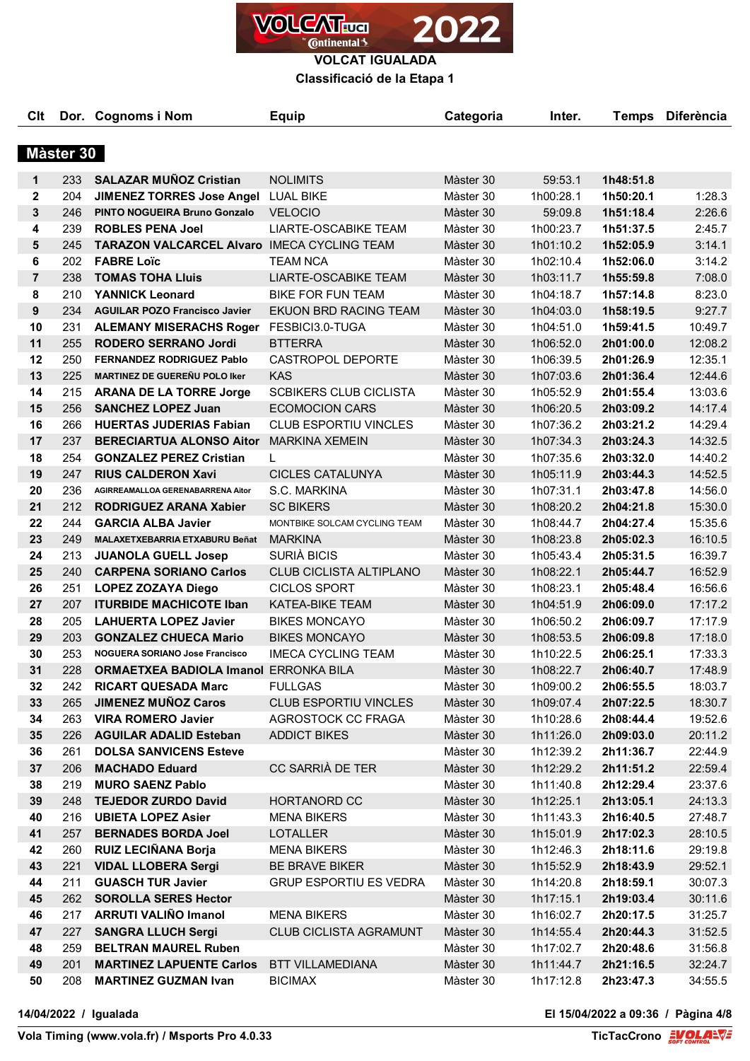# VOLCAT IGUALADA

## Classificació de la Etapa 1

| Clt | Dor. | Cognoms i Nom | Equip | Categoria | Inter. | Temps | Diferència |
|---|---|---|---|---|---|---|---|
| **Màster 30** | | | | | | | |
| 1 | 233 | **SALAZAR MUÑOZ Cristian** | NOLIMITS | Màster 30 | 59:53.1 | **1h48:51.8** | |
| 2 | 204 | **JIMENEZ TORRES Jose Angel** | LUAL BIKE | Màster 30 | 1h00:28.1 | **1h50:20.1** | 1:28.3 |
| 3 | 246 | **PINTO NOGUEIRA Bruno Gonzalo** | VELOCIO | Màster 30 | 59:09.8 | **1h51:18.4** | 2:26.6 |
| 4 | 239 | **ROBLES PENA Joel** | LIARTE-OSCABIKE TEAM | Màster 30 | 1h00:23.7 | **1h51:37.5** | 2:45.7 |
| 5 | 245 | **TARAZON VALCARCEL Alvaro** | IMECA CYCLING TEAM | Màster 30 | 1h01:10.2 | **1h52:05.9** | 3:14.1 |
| 6 | 202 | **FABRE Loïc** | TEAM NCA | Màster 30 | 1h02:10.4 | **1h52:06.0** | 3:14.2 |
| 7 | 238 | **TOMAS TOHA Lluis** | LIARTE-OSCABIKE TEAM | Màster 30 | 1h03:11.7 | **1h55:59.8** | 7:08.0 |
| 8 | 210 | **YANNICK Leonard** | BIKE FOR FUN TEAM | Màster 30 | 1h04:18.7 | **1h57:14.8** | 8:23.0 |
| 9 | 234 | **AGUILAR POZO Francisco Javier** | EKUON BRD RACING TEAM | Màster 30 | 1h04:03.0 | **1h58:19.5** | 9:27.7 |
| 10 | 231 | **ALEMANY MISERACHS Roger** | FESBICI3.0-TUGA | Màster 30 | 1h04:51.0 | **1h59:41.5** | 10:49.7 |
| 11 | 255 | **RODERO SERRANO Jordi** | BTTERRA | Màster 30 | 1h06:52.0 | **2h01:00.0** | 12:08.2 |
| 12 | 250 | **FERNANDEZ RODRIGUEZ Pablo** | CASTROPOL DEPORTE | Màster 30 | 1h06:39.5 | **2h01:26.9** | 12:35.1 |
| 13 | 225 | **MARTINEZ DE GUEREÑU POLO Iker** | KAS | Màster 30 | 1h07:03.6 | **2h01:36.4** | 12:44.6 |
| 14 | 215 | **ARANA DE LA TORRE Jorge** | SCBIKERS CLUB CICLISTA | Màster 30 | 1h05:52.9 | **2h01:55.4** | 13:03.6 |
| 15 | 256 | **SANCHEZ LOPEZ Juan** | ECOMOCION CARS | Màster 30 | 1h06:20.5 | **2h03:09.2** | 14:17.4 |
| 16 | 266 | **HUERTAS JUDERIAS Fabian** | CLUB ESPORTIU VINCLES | Màster 30 | 1h07:36.2 | **2h03:21.2** | 14:29.4 |
| 17 | 237 | **BERECIARTUA ALONSO Aitor** | MARKINA XEMEIN | Màster 30 | 1h07:34.3 | **2h03:24.3** | 14:32.5 |
| 18 | 254 | **GONZALEZ PEREZ Cristian** | L | Màster 30 | 1h07:35.6 | **2h03:32.0** | 14:40.2 |
| 19 | 247 | **RIUS CALDERON Xavi** | CICLES CATALUNYA | Màster 30 | 1h05:11.9 | **2h03:44.3** | 14:52.5 |
| 20 | 236 | **AGIRREAMALLOA GERENABARRENA Aitor** | S.C. MARKINA | Màster 30 | 1h07:31.1 | **2h03:47.8** | 14:56.0 |
| 21 | 212 | **RODRIGUEZ ARANA Xabier** | SC BIKERS | Màster 30 | 1h08:20.2 | **2h04:21.8** | 15:30.0 |
| 22 | 244 | **GARCIA ALBA Javier** | MONTBIKE SOLCAM CYCLING TEAM | Màster 30 | 1h08:44.7 | **2h04:27.4** | 15:35.6 |
| 23 | 249 | **MALAXETXEBARRIA ETXABURU Beñat** | MARKINA | Màster 30 | 1h08:23.8 | **2h05:02.3** | 16:10.5 |
| 24 | 213 | **JUANOLA GUELL Josep** | SURIÀ BICIS | Màster 30 | 1h05:43.4 | **2h05:31.5** | 16:39.7 |
| 25 | 240 | **CARPENA SORIANO Carlos** | CLUB CICLISTA ALTIPLANO | Màster 30 | 1h08:22.1 | **2h05:44.7** | 16:52.9 |
| 26 | 251 | **LOPEZ ZOZAYA Diego** | CICLOS SPORT | Màster 30 | 1h08:23.1 | **2h05:48.4** | 16:56.6 |
| 27 | 207 | **ITURBIDE MACHICOTE Iban** | KATEA-BIKE TEAM | Màster 30 | 1h04:51.9 | **2h06:09.0** | 17:17.2 |
| 28 | 205 | **LAHUERTA LOPEZ Javier** | BIKES MONCAYO | Màster 30 | 1h06:50.2 | **2h06:09.7** | 17:17.9 |
| 29 | 203 | **GONZALEZ CHUECA Mario** | BIKES MONCAYO | Màster 30 | 1h08:53.5 | **2h06:09.8** | 17:18.0 |
| 30 | 253 | **NOGUERA SORIANO Jose Francisco** | IMECA CYCLING TEAM | Màster 30 | 1h10:22.5 | **2h06:25.1** | 17:33.3 |
| 31 | 228 | **ORMAETXEA BADIOLA Imanol** | ERRONKA BILA | Màster 30 | 1h08:22.7 | **2h06:40.7** | 17:48.9 |
| 32 | 242 | **RICART QUESADA Marc** | FULLGAS | Màster 30 | 1h09:00.2 | **2h06:55.5** | 18:03.7 |
| 33 | 265 | **JIMENEZ MUÑOZ Caros** | CLUB ESPORTIU VINCLES | Màster 30 | 1h09:07.4 | **2h07:22.5** | 18:30.7 |
| 34 | 263 | **VIRA ROMERO Javier** | AGROSTOCK CC FRAGA | Màster 30 | 1h10:28.6 | **2h08:44.4** | 19:52.6 |
| 35 | 226 | **AGUILAR ADALID Esteban** | ADDICT BIKES | Màster 30 | 1h11:26.0 | **2h09:03.0** | 20:11.2 |
| 36 | 261 | **DOLSA SANVICENS Esteve** | | Màster 30 | 1h12:39.2 | **2h11:36.7** | 22:44.9 |
| 37 | 206 | **MACHADO Eduard** | CC SARRIÀ DE TER | Màster 30 | 1h12:29.2 | **2h11:51.2** | 22:59.4 |
| 38 | 219 | **MURO SAENZ Pablo** | | Màster 30 | 1h11:40.8 | **2h12:29.4** | 23:37.6 |
| 39 | 248 | **TEJEDOR ZURDO David** | HORTANORD CC | Màster 30 | 1h12:25.1 | **2h13:05.1** | 24:13.3 |
| 40 | 216 | **UBIETA LOPEZ Asier** | MENA BIKERS | Màster 30 | 1h11:43.3 | **2h16:40.5** | 27:48.7 |
| 41 | 257 | **BERNADES BORDA Joel** | LOTALLER | Màster 30 | 1h15:01.9 | **2h17:02.3** | 28:10.5 |
| 42 | 260 | **RUIZ LECIÑANA Borja** | MENA BIKERS | Màster 30 | 1h12:46.3 | **2h18:11.6** | 29:19.8 |
| 43 | 221 | **VIDAL LLOBERA Sergi** | BE BRAVE BIKER | Màster 30 | 1h15:52.9 | **2h18:43.9** | 29:52.1 |
| 44 | 211 | **GUASCH TUR Javier** | GRUP ESPORTIU ES VEDRA | Màster 30 | 1h14:20.8 | **2h18:59.1** | 30:07.3 |
| 45 | 262 | **SOROLLA SERES Hector** | | Màster 30 | 1h17:15.1 | **2h19:03.4** | 30:11.6 |
| 46 | 217 | **ARRUTI VALIÑO Imanol** | MENA BIKERS | Màster 30 | 1h16:02.7 | **2h20:17.5** | 31:25.7 |
| 47 | 227 | **SANGRA LLUCH Sergi** | CLUB CICLISTA AGRAMUNT | Màster 30 | 1h14:55.4 | **2h20:44.3** | 31:52.5 |
| 48 | 259 | **BELTRAN MAUREL Ruben** | | Màster 30 | 1h17:02.7 | **2h20:48.6** | 31:56.8 |
| 49 | 201 | **MARTINEZ LAPUENTE Carlos** | BTT VILLAMEDIANA | Màster 30 | 1h11:44.7 | **2h21:16.5** | 32:24.7 |
| 50 | 208 | **MARTINEZ GUZMAN Ivan** | BICIMAX | Màster 30 | 1h17:12.8 | **2h23:47.3** | 34:55.5 |

**14/04/2022 / Igualada** — **El 15/04/2022 a 09:36**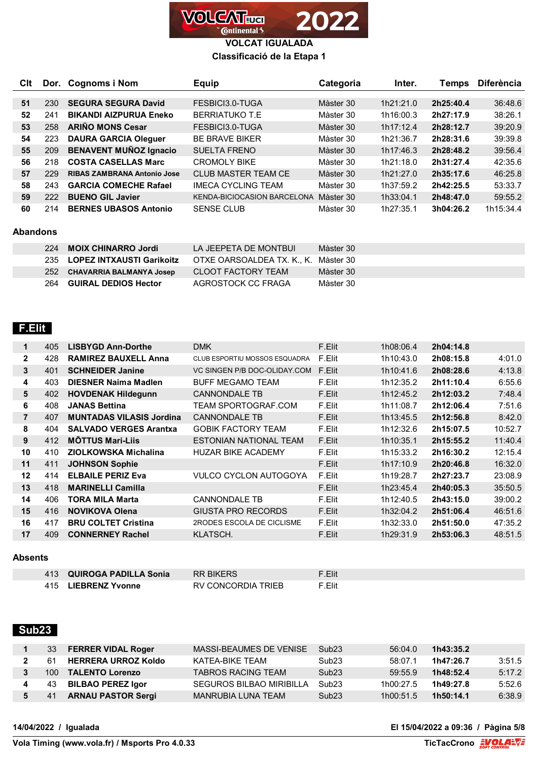# VOLCAT IGUALADA

## Classificació de la Etapa 1

| Clt | Dor. | Cognoms i Nom | Equip | Categoria | Inter. | Temps | Diferència |
|---|---|---|---|---|---|---|---|
| 51 | 230 | **SEGURA SEGURA David** | FESBICI3.0-TUGA | Màster 30 | 1h21:21.0 | **2h25:40.4** | 36:48.6 |
| 52 | 241 | **BIKANDI AIZPURUA Eneko** | BERRIATUKO T.E | Màster 30 | 1h16:00.3 | **2h27:17.9** | 38:26.1 |
| 53 | 258 | **ARIÑO MONS Cesar** | FESBICI3.0-TUGA | Màster 30 | 1h17:12.4 | **2h28:12.7** | 39:20.9 |
| 54 | 223 | **DAURA GARCIA Oleguer** | BE BRAVE BIKER | Màster 30 | 1h21:36.7 | **2h28:31.6** | 39:39.8 |
| 55 | 209 | **BENAVENT MUÑOZ Ignacio** | SUELTA FRENO | Màster 30 | 1h17:46.3 | **2h28:48.2** | 39:56.4 |
| 56 | 218 | **COSTA CASELLAS Marc** | CROMOLY BIKE | Màster 30 | 1h21:18.0 | **2h31:27.4** | 42:35.6 |
| 57 | 229 | **RIBAS ZAMBRANA Antonio Jose** | CLUB MASTER TEAM CE | Màster 30 | 1h21:27.0 | **2h35:17.6** | 46:25.8 |
| 58 | 243 | **GARCIA COMECHE Rafael** | IMECA CYCLING TEAM | Màster 30 | 1h37:59.2 | **2h42:25.5** | 53:33.7 |
| 59 | 222 | **BUENO GIL Javier** | KENDA-BICIOCASION BARCELONA | Màster 30 | 1h33:04.1 | **2h48:47.0** | 59:55.2 |
| 60 | 214 | **BERNES UBASOS Antonio** | SENSE CLUB | Màster 30 | 1h27:35.1 | **3h04:26.2** | 1h15:34.4 |

### Abandons

| Dor. | Cognoms i Nom | Equip | Categoria |
|---|---|---|---|
| 224 | **MOIX CHINARRO Jordi** | LA JEEPETA DE MONTBUI | Màster 30 |
| 235 | **LOPEZ INTXAUSTI Garikoitz** | OTXE OARSOALDEA TX. K., K. | Màster 30 |
| 252 | **CHAVARRIA BALMANYA Josep** | CLOOT FACTORY TEAM | Màster 30 |
| 264 | **GUIRAL DEDIOS Hector** | AGROSTOCK CC FRAGA | Màster 30 |

## F.Elit

| Clt | Dor. | Cognoms i Nom | Equip | Categoria | Inter. | Temps | Diferència |
|---|---|---|---|---|---|---|---|
| 1 | 405 | **LISBYGD Ann-Dorthe** | DMK | F.Elit | 1h08:06.4 | **2h04:14.8** | |
| 2 | 428 | **RAMIREZ BAUXELL Anna** | CLUB ESPORTIU MOSSOS ESQUADRA | F.Elit | 1h10:43.0 | **2h08:15.8** | 4:01.0 |
| 3 | 401 | **SCHNEIDER Janine** | VC SINGEN P/B DOC-OLIDAY.COM | F.Elit | 1h10:41.6 | **2h08:28.6** | 4:13.8 |
| 4 | 403 | **DIESNER Naima Madlen** | BUFF MEGAMO TEAM | F.Elit | 1h12:35.2 | **2h11:10.4** | 6:55.6 |
| 5 | 402 | **HOVDENAK Hildegunn** | CANNONDALE TB | F.Elit | 1h12:45.2 | **2h12:03.2** | 7:48.4 |
| 6 | 408 | **JANAS Bettina** | TEAM SPORTOGRAF.COM | F.Elit | 1h11:08.7 | **2h12:06.4** | 7:51.6 |
| 7 | 407 | **MUNTADAS VILASIS Jordina** | CANNONDALE TB | F.Elit | 1h13:45.5 | **2h12:56.8** | 8:42.0 |
| 8 | 404 | **SALVADO VERGES Arantxa** | GOBIK FACTORY TEAM | F.Elit | 1h12:32.6 | **2h15:07.5** | 10:52.7 |
| 9 | 412 | **MÕTTUS Mari-Liis** | ESTONIAN NATIONAL TEAM | F.Elit | 1h10:35.1 | **2h15:55.2** | 11:40.4 |
| 10 | 410 | **ZIOLKOWSKA Michalina** | HUZAR BIKE ACADEMY | F.Elit | 1h15:33.2 | **2h16:30.2** | 12:15.4 |
| 11 | 411 | **JOHNSON Sophie** | | F.Elit | 1h17:10.9 | **2h20:46.8** | 16:32.0 |
| 12 | 414 | **ELBAILE PERIZ Eva** | VULCO CYCLON AUTOGOYA | F.Elit | 1h19:28.7 | **2h27:23.7** | 23:08.9 |
| 13 | 418 | **MARINELLI Camilla** | | F.Elit | 1h23:45.4 | **2h40:05.3** | 35:50.5 |
| 14 | 406 | **TORA MILA Marta** | CANNONDALE TB | F.Elit | 1h12:40.5 | **2h43:15.0** | 39:00.2 |
| 15 | 416 | **NOVIKOVA Olena** | GIUSTA PRO RECORDS | F.Elit | 1h32:04.2 | **2h51:06.4** | 46:51.6 |
| 16 | 417 | **BRU COLTET Cristina** | 2RODES ESCOLA DE CICLISME | F.Elit | 1h32:33.0 | **2h51:50.0** | 47:35.2 |
| 17 | 409 | **CONNERNEY Rachel** | KLATSCH. | F.Elit | 1h29:31.9 | **2h53:06.3** | 48:51.5 |

### Absents

| Dor. | Cognoms i Nom | Equip | Categoria |
|---|---|---|---|
| 413 | **QUIROGA PADILLA Sonia** | RR BIKERS | F.Elit |
| 415 | **LIEBRENZ Yvonne** | RV CONCORDIA TRIEB | F.Elit |

## Sub23

| Clt | Dor. | Cognoms i Nom | Equip | Categoria | Inter. | Temps | Diferència |
|---|---|---|---|---|---|---|---|
| 1 | 33 | **FERRER VIDAL Roger** | MASSI-BEAUMES DE VENISE | Sub23 | 56:04.0 | **1h43:35.2** | |
| 2 | 61 | **HERRERA URROZ Koldo** | KATEA-BIKE TEAM | Sub23 | 58:07.1 | **1h47:26.7** | 3:51.5 |
| 3 | 100 | **TALENTO Lorenzo** | TABROS RACING TEAM | Sub23 | 59:55.9 | **1h48:52.4** | 5:17.2 |
| 4 | 43 | **BILBAO PEREZ Igor** | SEGUROS BILBAO MIRIBILLA | Sub23 | 1h00:27.5 | **1h49:27.8** | 5:52.6 |
| 5 | 41 | **ARNAU PASTOR Sergi** | MANRUBIA LUNA TEAM | Sub23 | 1h00:51.5 | **1h50:14.1** | 6:38.9 |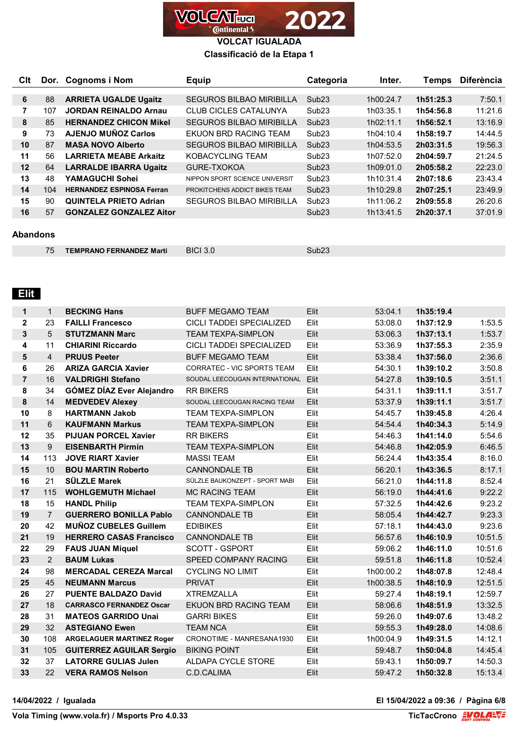# VOLCAT IGUALADA

## Classificació de la Etapa 1

| Clt | Dor. | Cognoms i Nom | Equip | Categoria | Inter. | Temps | Diferència |
|---|---|---|---|---|---|---|---|
| 6 | 88 | **ARRIETA UGALDE Ugaitz** | SEGUROS BILBAO MIRIBILLA | Sub23 | 1h00:24.7 | **1h51:25.3** | 7:50.1 |
| 7 | 107 | **JORDAN REINALDO Arnau** | CLUB CICLES CATALUNYA | Sub23 | 1h03:35.1 | **1h54:56.8** | 11:21.6 |
| 8 | 85 | **HERNANDEZ CHICON Mikel** | SEGUROS BILBAO MIRIBILLA | Sub23 | 1h02:11.1 | **1h56:52.1** | 13:16.9 |
| 9 | 73 | **AJENJO MUÑOZ Carlos** | EKUON BRD RACING TEAM | Sub23 | 1h04:10.4 | **1h58:19.7** | 14:44.5 |
| 10 | 87 | **MASA NOVO Alberto** | SEGUROS BILBAO MIRIBILLA | Sub23 | 1h04:53.5 | **2h03:31.5** | 19:56.3 |
| 11 | 56 | **LARRIETA MEABE Arkaitz** | KOBACYCLING TEAM | Sub23 | 1h07:52.0 | **2h04:59.7** | 21:24.5 |
| 12 | 64 | **LARRALDE IBARRA Ugaitz** | GURE-TXOKOA | Sub23 | 1h09:01.0 | **2h05:58.2** | 22:23.0 |
| 13 | 48 | **YAMAGUCHI Sohei** | NIPPON SPORT SCIENCE UNIVERSIT | Sub23 | 1h10:31.4 | **2h07:18.6** | 23:43.4 |
| 14 | 104 | **HERNANDEZ ESPINOSA Ferran** | PROKITCHENS ADDICT BIKES TEAM | Sub23 | 1h10:29.8 | **2h07:25.1** | 23:49.9 |
| 15 | 90 | **QUINTELA PRIETO Adrian** | SEGUROS BILBAO MIRIBILLA | Sub23 | 1h11:06.2 | **2h09:55.8** | 26:20.6 |
| 16 | 57 | **GONZALEZ GONZALEZ Aitor** | | Sub23 | 1h13:41.5 | **2h20:37.1** | 37:01.9 |

### Abandons

| Clt | Dor. | Cognoms i Nom | Equip | Categoria | Inter. | Temps | Diferència |
|---|---|---|---|---|---|---|---|
| | 75 | **TEMPRANO FERNANDEZ Marti** | BICI 3.0 | Sub23 | | | |

### Elit

| Clt | Dor. | Cognoms i Nom | Equip | Categoria | Inter. | Temps | Diferència |
|---|---|---|---|---|---|---|---|
| 1 | 1 | **BECKING Hans** | BUFF MEGAMO TEAM | Elit | 53:04.1 | **1h35:19.4** | |
| 2 | 23 | **FAILLI Francesco** | CICLI TADDEI SPECIALIZED | Elit | 53:08.0 | **1h37:12.9** | 1:53.5 |
| 3 | 5 | **STUTZMANN Marc** | TEAM TEXPA-SIMPLON | Elit | 53:06.3 | **1h37:13.1** | 1:53.7 |
| 4 | 11 | **CHIARINI Riccardo** | CICLI TADDEI SPECIALIZED | Elit | 53:36.9 | **1h37:55.3** | 2:35.9 |
| 5 | 4 | **PRUUS Peeter** | BUFF MEGAMO TEAM | Elit | 53:38.4 | **1h37:56.0** | 2:36.6 |
| 6 | 26 | **ARIZA GARCIA Xavier** | CORRATEC - VIC SPORTS TEAM | Elit | 54:30.1 | **1h39:10.2** | 3:50.8 |
| 7 | 16 | **VALDRIGHI Stefano** | SOUDAL LEECOUGAN INTERNATIONAL | Elit | 54:27.8 | **1h39:10.5** | 3:51.1 |
| 8 | 34 | **GÓMEZ DÍAZ Ever Alejandro** | RR BIKERS | Elit | 54:31.1 | **1h39:11.1** | 3:51.7 |
| 8 | 14 | **MEDVEDEV Alexey** | SOUDAL LEECOUGAN RACING TEAM | Elit | 53:37.9 | **1h39:11.1** | 3:51.7 |
| 10 | 8 | **HARTMANN Jakob** | TEAM TEXPA-SIMPLON | Elit | 54:45.7 | **1h39:45.8** | 4:26.4 |
| 11 | 6 | **KAUFMANN Markus** | TEAM TEXPA-SIMPLON | Elit | 54:54.4 | **1h40:34.3** | 5:14.9 |
| 12 | 35 | **PIJUAN PORCEL Xavier** | RR BIKERS | Elit | 54:46.3 | **1h41:14.0** | 5:54.6 |
| 13 | 9 | **EISENBARTH Pirmin** | TEAM TEXPA-SIMPLON | Elit | 54:46.8 | **1h42:05.9** | 6:46.5 |
| 14 | 113 | **JOVE RIART Xavier** | MASSI TEAM | Elit | 56:24.4 | **1h43:35.4** | 8:16.0 |
| 15 | 10 | **BOU MARTIN Roberto** | CANNONDALE TB | Elit | 56:20.1 | **1h43:36.5** | 8:17.1 |
| 16 | 21 | **SÜLZLE Marek** | SÜLZLE BAUKONZEPT - SPORT MABI | Elit | 56:21.0 | **1h44:11.8** | 8:52.4 |
| 17 | 115 | **WOHLGEMUTH Michael** | MC RACING TEAM | Elit | 56:19.0 | **1h44:41.6** | 9:22.2 |
| 18 | 15 | **HANDL Philip** | TEAM TEXPA-SIMPLON | Elit | 57:32.5 | **1h44:42.6** | 9:23.2 |
| 19 | 7 | **GUERRERO BONILLA Pablo** | CANNONDALE TB | Elit | 58:05.4 | **1h44:42.7** | 9:23.3 |
| 20 | 42 | **MUÑOZ CUBELES Guillem** | EDIBIKES | Elit | 57:18.1 | **1h44:43.0** | 9:23.6 |
| 21 | 19 | **HERRERO CASAS Francisco** | CANNONDALE TB | Elit | 56:57.6 | **1h46:10.9** | 10:51.5 |
| 22 | 29 | **FAUS JUAN Miquel** | SCOTT - GSPORT | Elit | 59:06.2 | **1h46:11.0** | 10:51.6 |
| 23 | 2 | **BAUM Lukas** | SPEED COMPANY RACING | Elit | 59:51.8 | **1h46:11.8** | 10:52.4 |
| 24 | 98 | **MERCADAL CEREZA Marcal** | CYCLING NO LIMIT | Elit | 1h00:00.2 | **1h48:07.8** | 12:48.4 |
| 25 | 45 | **NEUMANN Marcus** | PRIVAT | Elit | 1h00:38.5 | **1h48:10.9** | 12:51.5 |
| 26 | 27 | **PUENTE BALDAZO David** | XTREMZALLA | Elit | 59:27.4 | **1h48:19.1** | 12:59.7 |
| 27 | 18 | **CARRASCO FERNANDEZ Oscar** | EKUON BRD RACING TEAM | Elit | 58:06.6 | **1h48:51.9** | 13:32.5 |
| 28 | 31 | **MATEOS GARRIDO Unai** | GARRI BIKES | Elit | 59:26.0 | **1h49:07.6** | 13:48.2 |
| 29 | 32 | **ASTEGIANO Ewen** | TEAM NCA | Elit | 59:55.3 | **1h49:28.0** | 14:08.6 |
| 30 | 108 | **ARGELAGUER MARTINEZ Roger** | CRONOTIME - MANRESANA1930 | Elit | 1h00:04.9 | **1h49:31.5** | 14:12.1 |
| 31 | 105 | **GUITERREZ AGUILAR Sergio** | BIKING POINT | Elit | 59:48.7 | **1h50:04.8** | 14:45.4 |
| 32 | 37 | **LATORRE GULIAS Julen** | ALDAPA CYCLE STORE | Elit | 59:43.1 | **1h50:09.7** | 14:50.3 |
| 33 | 22 | **VERA RAMOS Nelson** | C.D.CALIMA | Elit | 59:47.2 | **1h50:32.8** | 15:13.4 |

**14/04/2022 / Igualada** — **El 15/04/2022 a 09:36**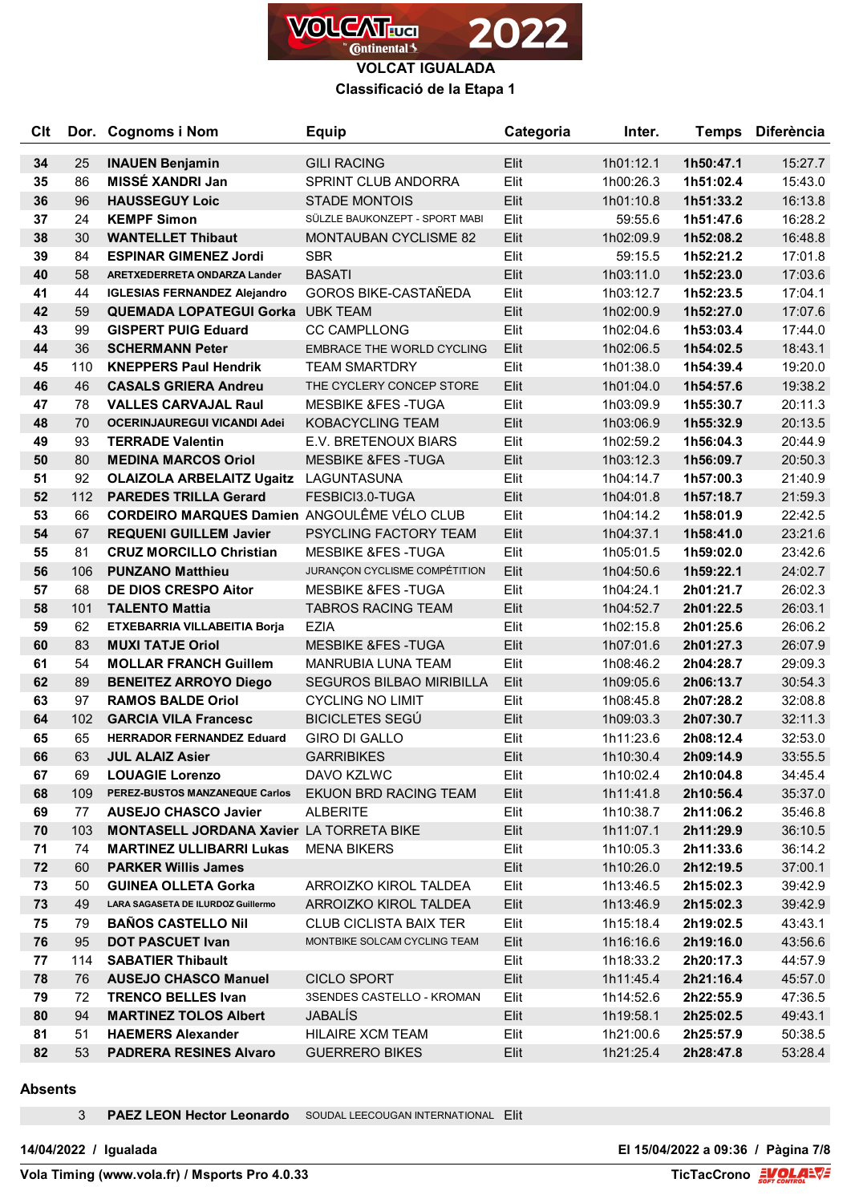# VOLCAT 2022

## VOLCAT IGUALADA

### Classificació de la Etapa 1

| Clt | Dor. | Cognoms i Nom | Equip | Categoria | Inter. | Temps | Diferència |
|---|---|---|---|---|---|---|---|
| 34 | 25 | **INAUEN Benjamin** | GILI RACING | Elit | 1h01:12.1 | **1h50:47.1** | 15:27.7 |
| 35 | 86 | **MISSÉ XANDRI Jan** | SPRINT CLUB ANDORRA | Elit | 1h00:26.3 | **1h51:02.4** | 15:43.0 |
| 36 | 96 | **HAUSSEGUY Loic** | STADE MONTOIS | Elit | 1h01:10.8 | **1h51:33.2** | 16:13.8 |
| 37 | 24 | **KEMPF Simon** | SÜLZLE BAUKONZEPT - SPORT MABI | Elit | 59:55.6 | **1h51:47.6** | 16:28.2 |
| 38 | 30 | **WANTELLET Thibaut** | MONTAUBAN CYCLISME 82 | Elit | 1h02:09.9 | **1h52:08.2** | 16:48.8 |
| 39 | 84 | **ESPINAR GIMENEZ Jordi** | SBR | Elit | 59:15.5 | **1h52:21.2** | 17:01.8 |
| 40 | 58 | **ARETXEDERRETA ONDARZA Lander** | BASATI | Elit | 1h03:11.0 | **1h52:23.0** | 17:03.6 |
| 41 | 44 | **IGLESIAS FERNANDEZ Alejandro** | GOROS BIKE-CASTAÑEDA | Elit | 1h03:12.7 | **1h52:23.5** | 17:04.1 |
| 42 | 59 | **QUEMADA LOPATEGUI Gorka** | UBK TEAM | Elit | 1h02:00.9 | **1h52:27.0** | 17:07.6 |
| 43 | 99 | **GISPERT PUIG Eduard** | CC CAMPLLONG | Elit | 1h02:04.6 | **1h53:03.4** | 17:44.0 |
| 44 | 36 | **SCHERMANN Peter** | EMBRACE THE WORLD CYCLING | Elit | 1h02:06.5 | **1h54:02.5** | 18:43.1 |
| 45 | 110 | **KNEPPERS Paul Hendrik** | TEAM SMARTDRY | Elit | 1h01:38.0 | **1h54:39.4** | 19:20.0 |
| 46 | 46 | **CASALS GRIERA Andreu** | THE CYCLERY CONCEP STORE | Elit | 1h01:04.0 | **1h54:57.6** | 19:38.2 |
| 47 | 78 | **VALLES CARVAJAL Raul** | MESBIKE &FES -TUGA | Elit | 1h03:09.9 | **1h55:30.7** | 20:11.3 |
| 48 | 70 | **OCERINJAUREGUI VICANDI Adei** | KOBACYCLING TEAM | Elit | 1h03:06.9 | **1h55:32.9** | 20:13.5 |
| 49 | 93 | **TERRADE Valentin** | E.V. BRETENOUX BIARS | Elit | 1h02:59.2 | **1h56:04.3** | 20:44.9 |
| 50 | 80 | **MEDINA MARCOS Oriol** | MESBIKE &FES -TUGA | Elit | 1h03:12.3 | **1h56:09.7** | 20:50.3 |
| 51 | 92 | **OLAIZOLA ARBELAITZ Ugaitz** | LAGUNTASUNA | Elit | 1h04:14.7 | **1h57:00.3** | 21:40.9 |
| 52 | 112 | **PAREDES TRILLA Gerard** | FESBICI3.0-TUGA | Elit | 1h04:01.8 | **1h57:18.7** | 21:59.3 |
| 53 | 66 | **CORDEIRO MARQUES Damien** | ANGOULÊME VÉLO CLUB | Elit | 1h04:14.2 | **1h58:01.9** | 22:42.5 |
| 54 | 67 | **REQUENI GUILLEM Javier** | PSYCLING FACTORY TEAM | Elit | 1h04:37.1 | **1h58:41.0** | 23:21.6 |
| 55 | 81 | **CRUZ MORCILLO Christian** | MESBIKE &FES -TUGA | Elit | 1h05:01.5 | **1h59:02.0** | 23:42.6 |
| 56 | 106 | **PUNZANO Matthieu** | JURANÇON CYCLISME COMPÉTITION | Elit | 1h04:50.6 | **1h59:22.1** | 24:02.7 |
| 57 | 68 | **DE DIOS CRESPO Aitor** | MESBIKE &FES -TUGA | Elit | 1h04:24.1 | **2h01:21.7** | 26:02.3 |
| 58 | 101 | **TALENTO Mattia** | TABROS RACING TEAM | Elit | 1h04:52.7 | **2h01:22.5** | 26:03.1 |
| 59 | 62 | **ETXEBARRIA VILLABEITIA Borja** | EZIA | Elit | 1h02:15.8 | **2h01:25.6** | 26:06.2 |
| 60 | 83 | **MUXI TATJE Oriol** | MESBIKE &FES -TUGA | Elit | 1h07:01.6 | **2h01:27.3** | 26:07.9 |
| 61 | 54 | **MOLLAR FRANCH Guillem** | MANRUBIA LUNA TEAM | Elit | 1h08:46.2 | **2h04:28.7** | 29:09.3 |
| 62 | 89 | **BENEITEZ ARROYO Diego** | SEGUROS BILBAO MIRIBILLA | Elit | 1h09:05.6 | **2h06:13.7** | 30:54.3 |
| 63 | 97 | **RAMOS BALDE Oriol** | CYCLING NO LIMIT | Elit | 1h08:45.8 | **2h07:28.2** | 32:08.8 |
| 64 | 102 | **GARCIA VILA Francesc** | BICICLETES SEGÚ | Elit | 1h09:03.3 | **2h07:30.7** | 32:11.3 |
| 65 | 65 | **HERRADOR FERNANDEZ Eduard** | GIRO DI GALLO | Elit | 1h11:23.6 | **2h08:12.4** | 32:53.0 |
| 66 | 63 | **JUL ALAIZ Asier** | GARRIBIKES | Elit | 1h10:30.4 | **2h09:14.9** | 33:55.5 |
| 67 | 69 | **LOUAGIE Lorenzo** | DAVO KZLWC | Elit | 1h10:02.4 | **2h10:04.8** | 34:45.4 |
| 68 | 109 | **PEREZ-BUSTOS MANZANEQUE Carlos** | EKUON BRD RACING TEAM | Elit | 1h11:41.8 | **2h10:56.4** | 35:37.0 |
| 69 | 77 | **AUSEJO CHASCO Javier** | ALBERITE | Elit | 1h10:38.7 | **2h11:06.2** | 35:46.8 |
| 70 | 103 | **MONTASELL JORDANA Xavier** | LA TORRETA BIKE | Elit | 1h11:07.1 | **2h11:29.9** | 36:10.5 |
| 71 | 74 | **MARTINEZ ULLIBARRI Lukas** | MENA BIKERS | Elit | 1h10:05.3 | **2h11:33.6** | 36:14.2 |
| 72 | 60 | **PARKER Willis James** | | Elit | 1h10:26.0 | **2h12:19.5** | 37:00.1 |
| 73 | 50 | **GUINEA OLLETA Gorka** | ARROIZKO KIROL TALDEA | Elit | 1h13:46.5 | **2h15:02.3** | 39:42.9 |
| 73 | 49 | **LARA SAGASETA DE ILURDOZ Guillermo** | ARROIZKO KIROL TALDEA | Elit | 1h13:46.9 | **2h15:02.3** | 39:42.9 |
| 75 | 79 | **BAÑOS CASTELLO Nil** | CLUB CICLISTA BAIX TER | Elit | 1h15:18.4 | **2h19:02.5** | 43:43.1 |
| 76 | 95 | **DOT PASCUET Ivan** | MONTBIKE SOLCAM CYCLING TEAM | Elit | 1h16:16.6 | **2h19:16.0** | 43:56.6 |
| 77 | 114 | **SABATIER Thibault** | | Elit | 1h18:33.2 | **2h20:17.3** | 44:57.9 |
| 78 | 76 | **AUSEJO CHASCO Manuel** | CICLO SPORT | Elit | 1h11:45.4 | **2h21:16.4** | 45:57.0 |
| 79 | 72 | **TRENCO BELLES Ivan** | 3SENDES CASTELLO - KROMAN | Elit | 1h14:52.6 | **2h22:55.9** | 47:36.5 |
| 80 | 94 | **MARTINEZ TOLOS Albert** | JABALÍS | Elit | 1h19:58.1 | **2h25:02.5** | 49:43.1 |
| 81 | 51 | **HAEMERS Alexander** | HILAIRE XCM TEAM | Elit | 1h21:00.6 | **2h25:57.9** | 50:38.5 |
| 82 | 53 | **PADRERA RESINES Alvaro** | GUERRERO BIKES | Elit | 1h21:25.4 | **2h28:47.8** | 53:28.4 |

**Absents**

| Clt | Dor. | Cognoms i Nom | Equip | Categoria |
|---|---|---|---|---|
| | 3 | **PAEZ LEON Hector Leonardo** | SOUDAL LEECOUGAN INTERNATIONAL | Elit |

**14/04/2022 / Igualada** — **El 15/04/2022 a 09:36**

**Vola Timing (www.vola.fr) / Msports Pro 4.0.33** — **TicTacCrono**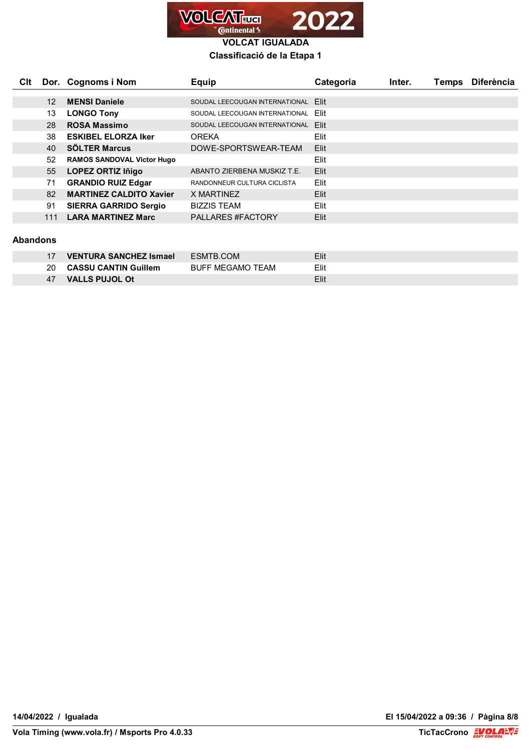**VOLCAT IGUALADA**

**Classificació de la Etapa 1**

| Clt | Dor. | Cognoms i Nom | Equip | Categoria | Inter. | Temps | Diferència |
|---|---|---|---|---|---|---|---|
| | 12 | **MENSI Daniele** | SOUDAL LEECOUGAN INTERNATIONAL | Elit | | | |
| | 13 | **LONGO Tony** | SOUDAL LEECOUGAN INTERNATIONAL | Elit | | | |
| | 28 | **ROSA Massimo** | SOUDAL LEECOUGAN INTERNATIONAL | Elit | | | |
| | 38 | **ESKIBEL ELORZA Iker** | OREKA | Elit | | | |
| | 40 | **SÖLTER Marcus** | DOWE-SPORTSWEAR-TEAM | Elit | | | |
| | 52 | **RAMOS SANDOVAL Victor Hugo** | | Elit | | | |
| | 55 | **LOPEZ ORTIZ Iñigo** | ABANTO ZIERBENA MUSKIZ T.E. | Elit | | | |
| | 71 | **GRANDIO RUIZ Edgar** | RANDONNEUR CULTURA CICLISTA | Elit | | | |
| | 82 | **MARTINEZ CALDITO Xavier** | X MARTINEZ | Elit | | | |
| | 91 | **SIERRA GARRIDO Sergio** | BIZZIS TEAM | Elit | | | |
| | 111 | **LARA MARTINEZ Marc** | PALLARES #FACTORY | Elit | | | |

**Abandons**

| Clt | Dor. | Cognoms i Nom | Equip | Categoria | Inter. | Temps | Diferència |
|---|---|---|---|---|---|---|---|
| | 17 | **VENTURA SANCHEZ Ismael** | ESMTB.COM | Elit | | | |
| | 20 | **CASSU CANTIN Guillem** | BUFF MEGAMO TEAM | Elit | | | |
| | 47 | **VALLS PUJOL Ot** | | Elit | | | |

**14/04/2022 / Igualada** — **El 15/04/2022 a 09:36**

**Vola Timing (www.vola.fr) / Msports Pro 4.0.33** — **TicTacCrono**